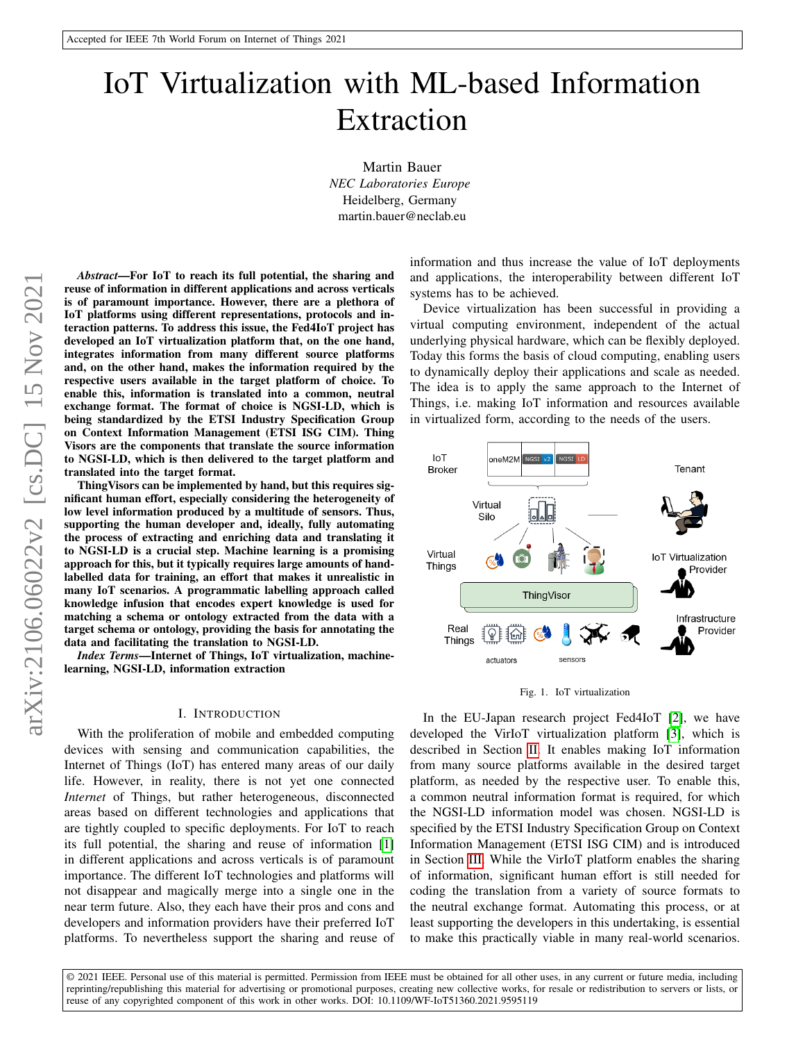Accepted for IEEE 7th World Forum on Internet of Things 2021

# IoT Virtualization with ML-based Information Extraction

Martin Bauer
*NEC Laboratories Europe*
Heidelberg, Germany
martin.bauer@neclab.eu

***Abstract*—For IoT to reach its full potential, the sharing and reuse of information in different applications and across verticals is of paramount importance. However, there are a plethora of IoT platforms using different representations, protocols and interaction patterns. To address this issue, the Fed4IoT project has developed an IoT virtualization platform that, on the one hand, integrates information from many different source platforms and, on the other hand, makes the information required by the respective users available in the target platform of choice. To enable this, information is translated into a common, neutral exchange format. The format of choice is NGSI-LD, which is being standardized by the ETSI Industry Specification Group on Context Information Management (ETSI ISG CIM). Thing Visors are the components that translate the source information to NGSI-LD, which is then delivered to the target platform and translated into the target format.**

**ThingVisors can be implemented by hand, but this requires significant human effort, especially considering the heterogeneity of low level information produced by a multitude of sensors. Thus, supporting the human developer and, ideally, fully automating the process of extracting and enriching data and translating it to NGSI-LD is a crucial step. Machine learning is a promising approach for this, but it typically requires large amounts of hand-labelled data for training, an effort that makes it unrealistic in many IoT scenarios. A programmatic labelling approach called knowledge infusion that encodes expert knowledge is used for matching a schema or ontology extracted from the data with a target schema or ontology, providing the basis for annotating the data and facilitating the translation to NGSI-LD.**

***Index Terms*—Internet of Things, IoT virtualization, machine-learning, NGSI-LD, information extraction**

## I. Introduction

With the proliferation of mobile and embedded computing devices with sensing and communication capabilities, the Internet of Things (IoT) has entered many areas of our daily life. However, in reality, there is not yet one connected *Internet* of Things, but rather heterogeneous, disconnected areas based on different technologies and applications that are tightly coupled to specific deployments. For IoT to reach its full potential, the sharing and reuse of information [1] in different applications and across verticals is of paramount importance. The different IoT technologies and platforms will not disappear and magically merge into a single one in the near term future. Also, they each have their pros and cons and developers and information providers have their preferred IoT platforms. To nevertheless support the sharing and reuse of information and thus increase the value of IoT deployments and applications, the interoperability between different IoT systems has to be achieved.

Device virtualization has been successful in providing a virtual computing environment, independent of the actual underlying physical hardware, which can be flexibly deployed. Today this forms the basis of cloud computing, enabling users to dynamically deploy their applications and scale as needed. The idea is to apply the same approach to the Internet of Things, i.e. making IoT information and resources available in virtualized form, according to the needs of the users.

Fig. 1. IoT virtualization

In the EU-Japan research project Fed4IoT [2], we have developed the VirIoT virtualization platform [3], which is described in Section II. It enables making IoT information from many source platforms available in the desired target platform, as needed by the respective user. To enable this, a common neutral information format is required, for which the NGSI-LD information model was chosen. NGSI-LD is specified by the ETSI Industry Specification Group on Context Information Management (ETSI ISG CIM) and is introduced in Section III. While the VirIoT platform enables the sharing of information, significant human effort is still needed for coding the translation from a variety of source formats to the neutral exchange format. Automating this process, or at least supporting the developers in this undertaking, is essential to make this practically viable in many real-world scenarios.

© 2021 IEEE. Personal use of this material is permitted. Permission from IEEE must be obtained for all other uses, in any current or future media, including reprinting/republishing this material for advertising or promotional purposes, creating new collective works, for resale or redistribution to servers or lists, or reuse of any copyrighted component of this work in other works. DOI: 10.1109/WF-IoT51360.2021.9595119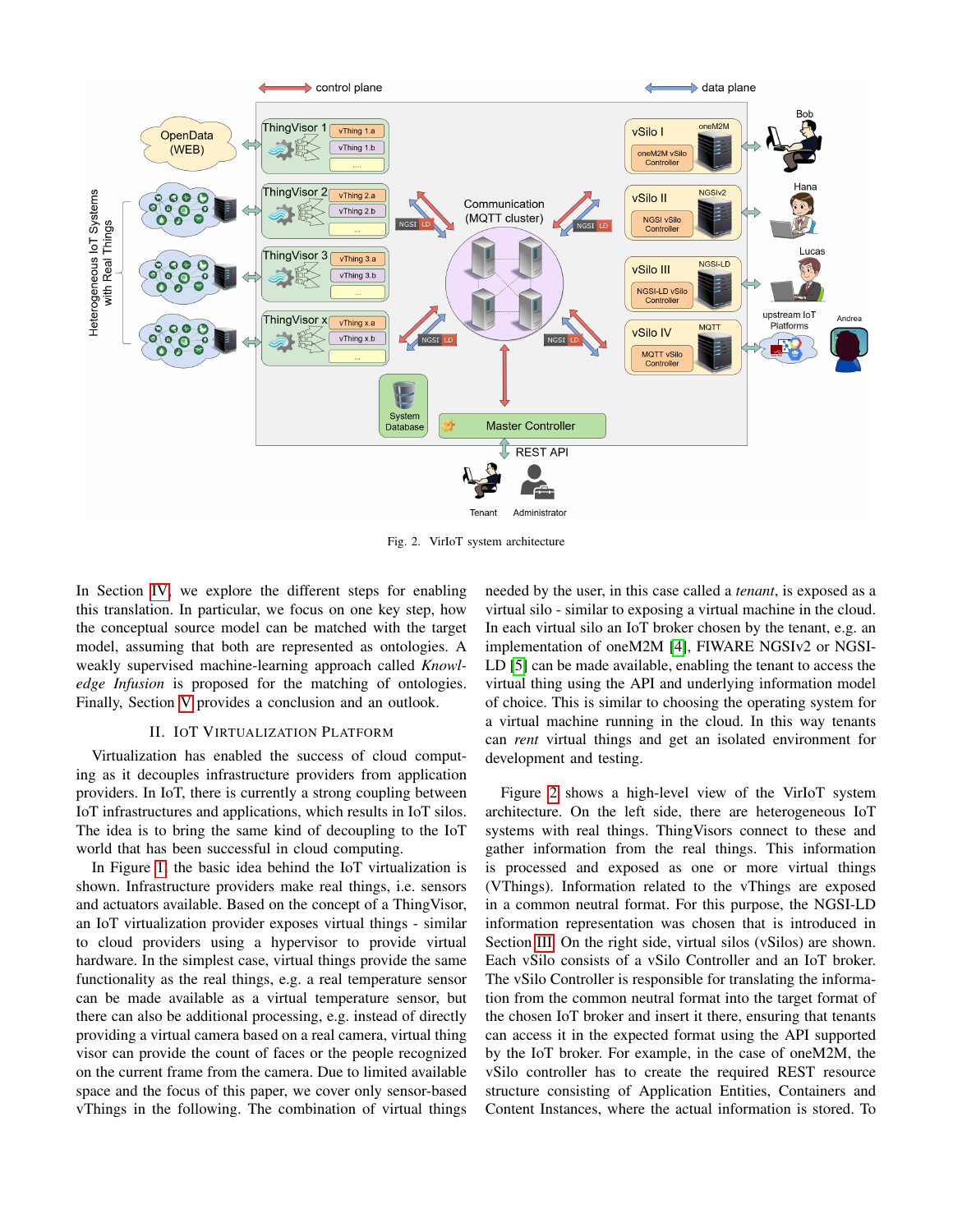Fig. 2. VirIoT system architecture

In Section IV, we explore the different steps for enabling this translation. In particular, we focus on one key step, how the conceptual source model can be matched with the target model, assuming that both are represented as ontologies. A weakly supervised machine-learning approach called *Knowledge Infusion* is proposed for the matching of ontologies. Finally, Section V provides a conclusion and an outlook.

## II. IoT Virtualization Platform

Virtualization has enabled the success of cloud computing as it decouples infrastructure providers from application providers. In IoT, there is currently a strong coupling between IoT infrastructures and applications, which results in IoT silos. The idea is to bring the same kind of decoupling to the IoT world that has been successful in cloud computing.

In Figure 1, the basic idea behind the IoT virtualization is shown. Infrastructure providers make real things, i.e. sensors and actuators available. Based on the concept of a ThingVisor, an IoT virtualization provider exposes virtual things - similar to cloud providers using a hypervisor to provide virtual hardware. In the simplest case, virtual things provide the same functionality as the real things, e.g. a real temperature sensor can be made available as a virtual temperature sensor, but there can also be additional processing, e.g. instead of directly providing a virtual camera based on a real camera, virtual thing visor can provide the count of faces or the people recognized on the current frame from the camera. Due to limited available space and the focus of this paper, we cover only sensor-based vThings in the following. The combination of virtual things needed by the user, in this case called a *tenant*, is exposed as a virtual silo - similar to exposing a virtual machine in the cloud. In each virtual silo an IoT broker chosen by the tenant, e.g. an implementation of oneM2M [4], FIWARE NGSIv2 or NGSI-LD [5] can be made available, enabling the tenant to access the virtual thing using the API and underlying information model of choice. This is similar to choosing the operating system for a virtual machine running in the cloud. In this way tenants can *rent* virtual things and get an isolated environment for development and testing.

Figure 2 shows a high-level view of the VirIoT system architecture. On the left side, there are heterogeneous IoT systems with real things. ThingVisors connect to these and gather information from the real things. This information is processed and exposed as one or more virtual things (VThings). Information related to the vThings are exposed in a common neutral format. For this purpose, the NGSI-LD information representation was chosen that is introduced in Section III. On the right side, virtual silos (vSilos) are shown. Each vSilo consists of a vSilo Controller and an IoT broker. The vSilo Controller is responsible for translating the information from the common neutral format into the target format of the chosen IoT broker and insert it there, ensuring that tenants can access it in the expected format using the API supported by the IoT broker. For example, in the case of oneM2M, the vSilo controller has to create the required REST resource structure consisting of Application Entities, Containers and Content Instances, where the actual information is stored. To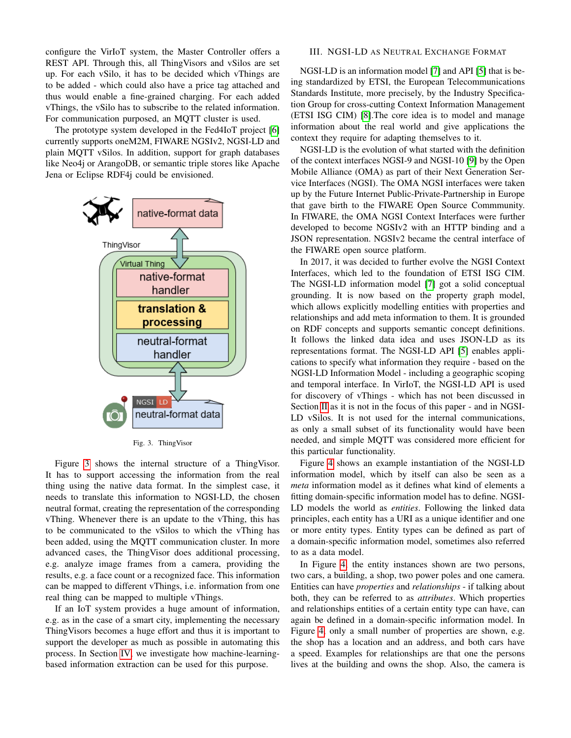configure the VirIoT system, the Master Controller offers a REST API. Through this, all ThingVisors and vSilos are set up. For each vSilo, it has to be decided which vThings are to be added - which could also have a price tag attached and thus would enable a fine-grained charging. For each added vThings, the vSilo has to subscribe to the related information. For communication purposed, an MQTT cluster is used.

The prototype system developed in the Fed4IoT project [6] currently supports oneM2M, FIWARE NGSIv2, NGSI-LD and plain MQTT vSilos. In addition, support for graph databases like Neo4j or ArangoDB, or semantic triple stores like Apache Jena or Eclipse RDF4j could be envisioned.

Fig. 3. ThingVisor

Figure 3 shows the internal structure of a ThingVisor. It has to support accessing the information from the real thing using the native data format. In the simplest case, it needs to translate this information to NGSI-LD, the chosen neutral format, creating the representation of the corresponding vThing. Whenever there is an update to the vThing, this has to be communicated to the vSilos to which the vThing has been added, using the MQTT communication cluster. In more advanced cases, the ThingVisor does additional processing, e.g. analyze image frames from a camera, providing the results, e.g. a face count or a recognized face. This information can be mapped to different vThings, i.e. information from one real thing can be mapped to multiple vThings.

If an IoT system provides a huge amount of information, e.g. as in the case of a smart city, implementing the necessary ThingVisors becomes a huge effort and thus it is important to support the developer as much as possible in automating this process. In Section IV, we investigate how machine-learning-based information extraction can be used for this purpose.

## III. NGSI-LD as Neutral Exchange Format

NGSI-LD is an information model [7] and API [5] that is being standardized by ETSI, the European Telecommunications Standards Institute, more precisely, by the Industry Specification Group for cross-cutting Context Information Management (ETSI ISG CIM) [8].The core idea is to model and manage information about the real world and give applications the context they require for adapting themselves to it.

NGSI-LD is the evolution of what started with the definition of the context interfaces NGSI-9 and NGSI-10 [9] by the Open Mobile Alliance (OMA) as part of their Next Generation Service Interfaces (NGSI). The OMA NGSI interfaces were taken up by the Future Internet Public-Private-Partnership in Europe that gave birth to the FIWARE Open Source Commmunity. In FIWARE, the OMA NGSI Context Interfaces were further developed to become NGSIv2 with an HTTP binding and a JSON representation. NGSIv2 became the central interface of the FIWARE open source platform.

In 2017, it was decided to further evolve the NGSI Context Interfaces, which led to the foundation of ETSI ISG CIM. The NGSI-LD information model [7] got a solid conceptual grounding. It is now based on the property graph model, which allows explicitly modelling entities with properties and relationships and add meta information to them. It is grounded on RDF concepts and supports semantic concept definitions. It follows the linked data idea and uses JSON-LD as its representations format. The NGSI-LD API [5] enables applications to specify what information they require - based on the NGSI-LD Information Model - including a geographic scoping and temporal interface. In VirIoT, the NGSI-LD API is used for discovery of vThings - which has not been discussed in Section II as it is not in the focus of this paper - and in NGSI-LD vSilos. It is not used for the internal communications, as only a small subset of its functionality would have been needed, and simple MQTT was considered more efficient for this particular functionality.

Figure 4 shows an example instantiation of the NGSI-LD information model, which by itself can also be seen as a *meta* information model as it defines what kind of elements a fitting domain-specific information model has to define. NGSI-LD models the world as *entities*. Following the linked data principles, each entity has a URI as a unique identifier and one or more entity types. Entity types can be defined as part of a domain-specific information model, sometimes also referred to as a data model.

In Figure 4, the entity instances shown are two persons, two cars, a building, a shop, two power poles and one camera. Entities can have *properties* and *relationships* - if talking about both, they can be referred to as *attributes*. Which properties and relationships entities of a certain entity type can have, can again be defined in a domain-specific information model. In Figure 4, only a small number of properties are shown, e.g. the shop has a location and an address, and both cars have a speed. Examples for relationships are that one the persons lives at the building and owns the shop. Also, the camera is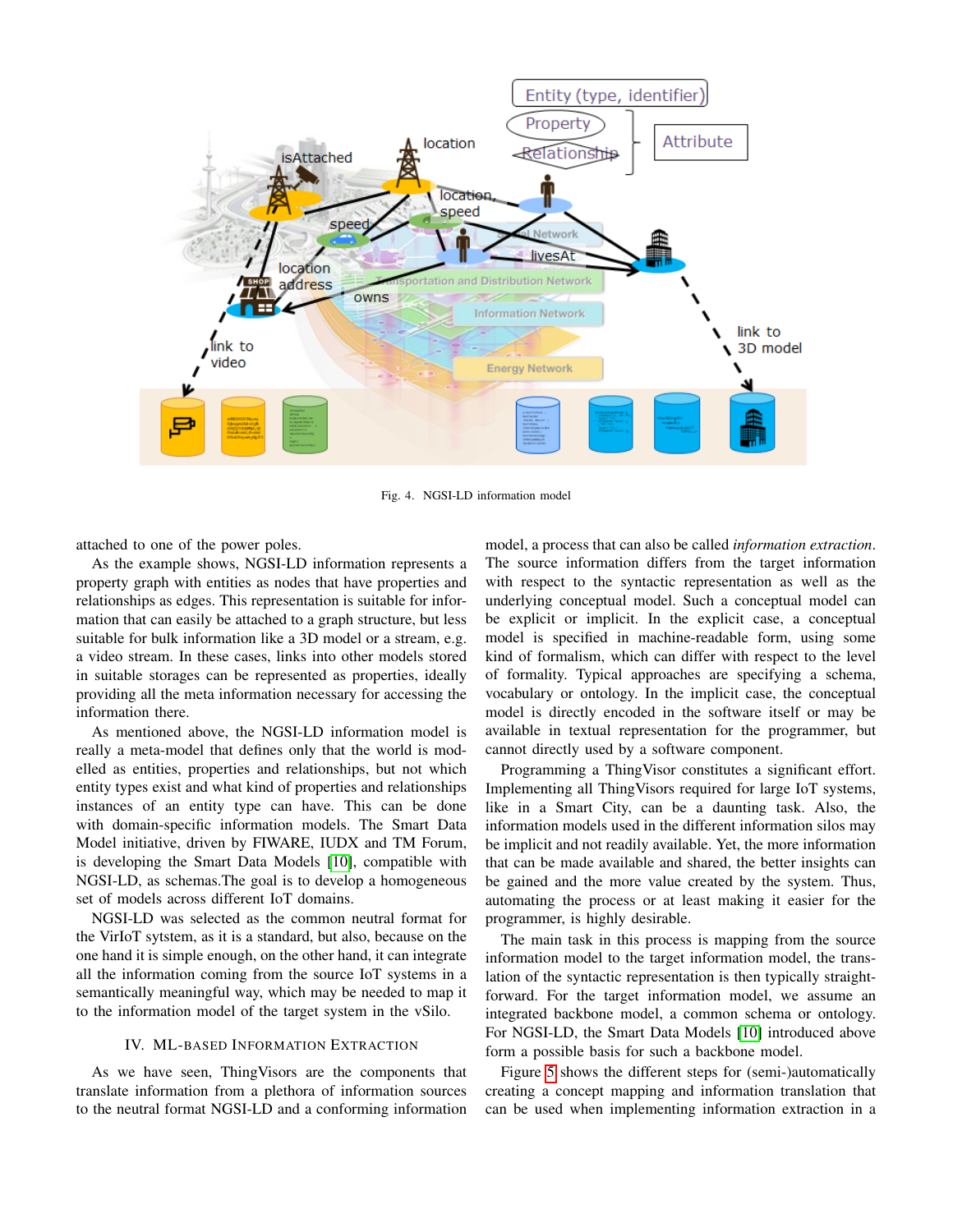Fig. 4. NGSI-LD information model

attached to one of the power poles.

As the example shows, NGSI-LD information represents a property graph with entities as nodes that have properties and relationships as edges. This representation is suitable for information that can easily be attached to a graph structure, but less suitable for bulk information like a 3D model or a stream, e.g. a video stream. In these cases, links into other models stored in suitable storages can be represented as properties, ideally providing all the meta information necessary for accessing the information there.

As mentioned above, the NGSI-LD information model is really a meta-model that defines only that the world is modelled as entities, properties and relationships, but not which entity types exist and what kind of properties and relationships instances of an entity type can have. This can be done with domain-specific information models. The Smart Data Model initiative, driven by FIWARE, IUDX and TM Forum, is developing the Smart Data Models [10], compatible with NGSI-LD, as schemas.The goal is to develop a homogeneous set of models across different IoT domains.

NGSI-LD was selected as the common neutral format for the VirIoT sytstem, as it is a standard, but also, because on the one hand it is simple enough, on the other hand, it can integrate all the information coming from the source IoT systems in a semantically meaningful way, which may be needed to map it to the information model of the target system in the vSilo.

## IV. ML-based Information Extraction

As we have seen, ThingVisors are the components that translate information from a plethora of information sources to the neutral format NGSI-LD and a conforming information model, a process that can also be called *information extraction*. The source information differs from the target information with respect to the syntactic representation as well as the underlying conceptual model. Such a conceptual model can be explicit or implicit. In the explicit case, a conceptual model is specified in machine-readable form, using some kind of formalism, which can differ with respect to the level of formality. Typical approaches are specifying a schema, vocabulary or ontology. In the implicit case, the conceptual model is directly encoded in the software itself or may be available in textual representation for the programmer, but cannot directly used by a software component.

Programming a ThingVisor constitutes a significant effort. Implementing all ThingVisors required for large IoT systems, like in a Smart City, can be a daunting task. Also, the information models used in the different information silos may be implicit and not readily available. Yet, the more information that can be made available and shared, the better insights can be gained and the more value created by the system. Thus, automating the process or at least making it easier for the programmer, is highly desirable.

The main task in this process is mapping from the source information model to the target information model, the translation of the syntactic representation is then typically straightforward. For the target information model, we assume an integrated backbone model, a common schema or ontology. For NGSI-LD, the Smart Data Models [10] introduced above form a possible basis for such a backbone model.

Figure 5 shows the different steps for (semi-)automatically creating a concept mapping and information translation that can be used when implementing information extraction in a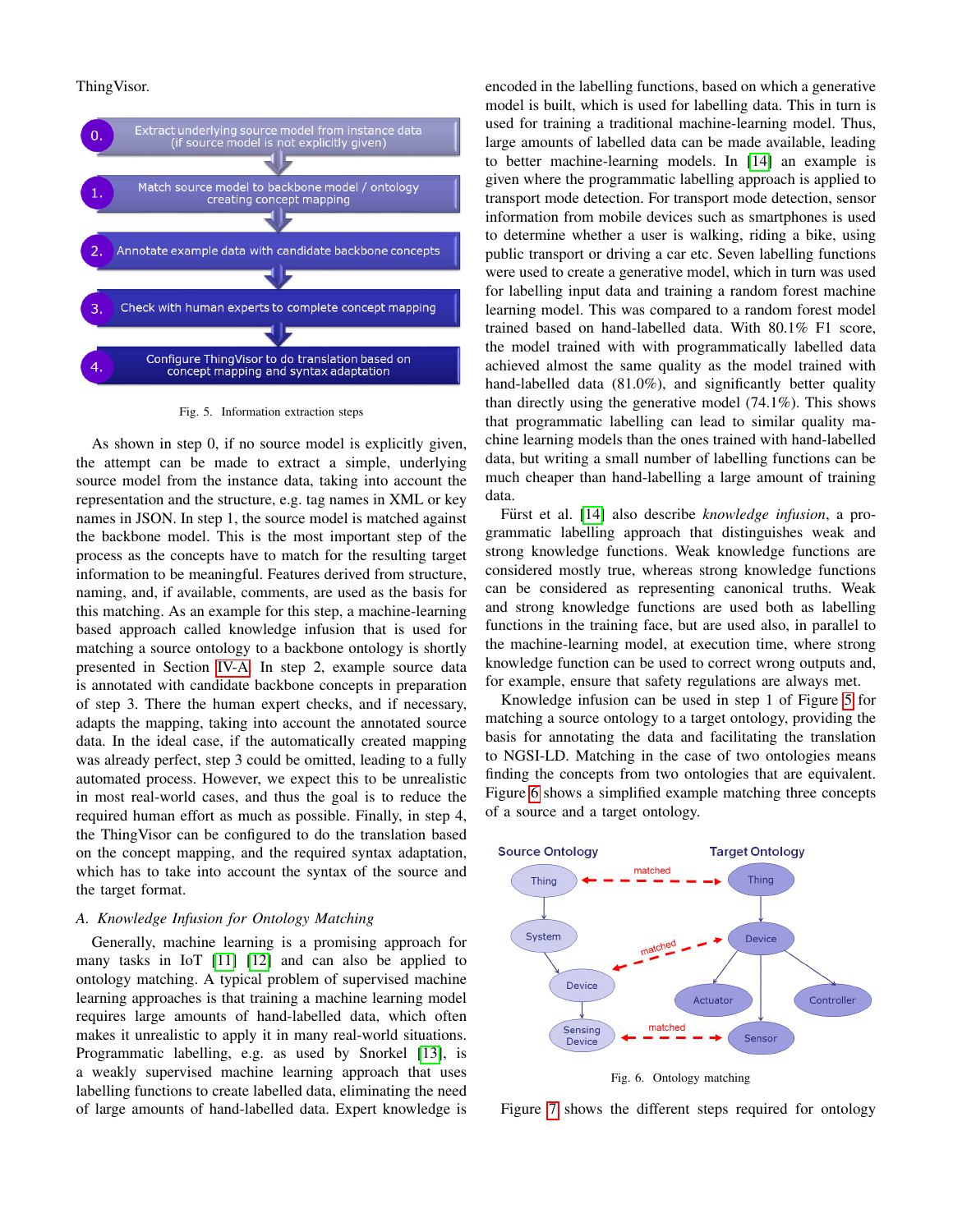ThingVisor.

Fig. 5. Information extraction steps

As shown in step 0, if no source model is explicitly given, the attempt can be made to extract a simple, underlying source model from the instance data, taking into account the representation and the structure, e.g. tag names in XML or key names in JSON. In step 1, the source model is matched against the backbone model. This is the most important step of the process as the concepts have to match for the resulting target information to be meaningful. Features derived from structure, naming, and, if available, comments, are used as the basis for this matching. As an example for this step, a machine-learning based approach called knowledge infusion that is used for matching a source ontology to a backbone ontology is shortly presented in Section IV-A. In step 2, example source data is annotated with candidate backbone concepts in preparation of step 3. There the human expert checks, and if necessary, adapts the mapping, taking into account the annotated source data. In the ideal case, if the automatically created mapping was already perfect, step 3 could be omitted, leading to a fully automated process. However, we expect this to be unrealistic in most real-world cases, and thus the goal is to reduce the required human effort as much as possible. Finally, in step 4, the ThingVisor can be configured to do the translation based on the concept mapping, and the required syntax adaptation, which has to take into account the syntax of the source and the target format.

### A. Knowledge Infusion for Ontology Matching

Generally, machine learning is a promising approach for many tasks in IoT [11] [12] and can also be applied to ontology matching. A typical problem of supervised machine learning approaches is that training a machine learning model requires large amounts of hand-labelled data, which often makes it unrealistic to apply it in many real-world situations. Programmatic labelling, e.g. as used by Snorkel [13], is a weakly supervised machine learning approach that uses labelling functions to create labelled data, eliminating the need of large amounts of hand-labelled data. Expert knowledge is encoded in the labelling functions, based on which a generative model is built, which is used for labelling data. This in turn is used for training a traditional machine-learning model. Thus, large amounts of labelled data can be made available, leading to better machine-learning models. In [14] an example is given where the programmatic labelling approach is applied to transport mode detection. For transport mode detection, sensor information from mobile devices such as smartphones is used to determine whether a user is walking, riding a bike, using public transport or driving a car etc. Seven labelling functions were used to create a generative model, which in turn was used for labelling input data and training a random forest machine learning model. This was compared to a random forest model trained based on hand-labelled data. With 80.1% F1 score, the model trained with with programmatically labelled data achieved almost the same quality as the model trained with hand-labelled data (81.0%), and significantly better quality than directly using the generative model (74.1%). This shows that programmatic labelling can lead to similar quality machine learning models than the ones trained with hand-labelled data, but writing a small number of labelling functions can be much cheaper than hand-labelling a large amount of training data.

Fürst et al. [14] also describe *knowledge infusion*, a programmatic labelling approach that distinguishes weak and strong knowledge functions. Weak knowledge functions are considered mostly true, whereas strong knowledge functions can be considered as representing canonical truths. Weak and strong knowledge functions are used both as labelling functions in the training face, but are used also, in parallel to the machine-learning model, at execution time, where strong knowledge function can be used to correct wrong outputs and, for example, ensure that safety regulations are always met.

Knowledge infusion can be used in step 1 of Figure 5 for matching a source ontology to a target ontology, providing the basis for annotating the data and facilitating the translation to NGSI-LD. Matching in the case of two ontologies means finding the concepts from two ontologies that are equivalent. Figure 6 shows a simplified example matching three concepts of a source and a target ontology.

Fig. 6. Ontology matching

Figure 7 shows the different steps required for ontology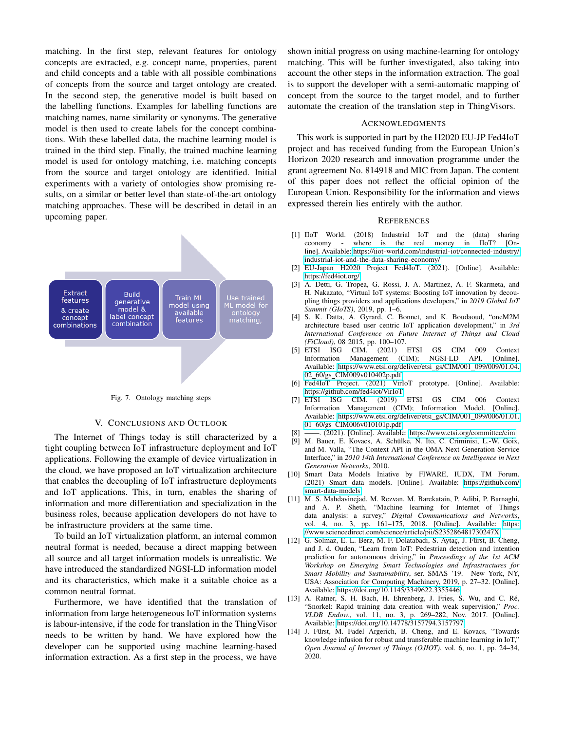matching. In the first step, relevant features for ontology concepts are extracted, e.g. concept name, properties, parent and child concepts and a table with all possible combinations of concepts from the source and target ontology are created. In the second step, the generative model is built based on the labelling functions. Examples for labelling functions are matching names, name similarity or synonyms. The generative model is then used to create labels for the concept combinations. With these labelled data, the machine learning model is trained in the third step. Finally, the trained machine learning model is used for ontology matching, i.e. matching concepts from the source and target ontology are identified. Initial experiments with a variety of ontologies show promising results, on a similar or better level than state-of-the-art ontology matching approaches. These will be described in detail in an upcoming paper.

Extract features & create concept combinations

Build generative model & label concept combination

Train ML model using available features

Use trained ML model for ontology matching,

Fig. 7. Ontology matching steps

## V. Conclusions and Outlook

The Internet of Things today is still characterized by a tight coupling between IoT infrastructure deployment and IoT applications. Following the example of device virtualization in the cloud, we have proposed an IoT virtualization architecture that enables the decoupling of IoT infrastructure deployments and IoT applications. This, in turn, enables the sharing of information and more differentiation and specialization in the business roles, because application developers do not have to be infrastructure providers at the same time.

To build an IoT virtualization platform, an internal common neutral format is needed, because a direct mapping between all source and all target information models is unrealistic. We have introduced the standardized NGSI-LD information model and its characteristics, which make it a suitable choice as a common neutral format.

Furthermore, we have identified that the translation of information from large heterogeneous IoT information systems is labour-intensive, if the code for translation in the ThingVisor needs to be written by hand. We have explored how the developer can be supported using machine learning-based information extraction. As a first step in the process, we have shown initial progress on using machine-learning for ontology matching. This will be further investigated, also taking into account the other steps in the information extraction. The goal is to support the developer with a semi-automatic mapping of concept from the source to the target model, and to further automate the creation of the translation step in ThingVisors.

## Acknowledgments

This work is supported in part by the H2020 EU-JP Fed4IoT project and has received funding from the European Union's Horizon 2020 research and innovation programme under the grant agreement No. 814918 and MIC from Japan. The content of this paper does not reflect the official opinion of the European Union. Responsibility for the information and views expressed therein lies entirely with the author.

## References

[1] IIoT World. (2018) Industrial IoT and the (data) sharing economy - where is the real money in IIoT? [Online]. Available: https://iiot-world.com/industrial-iot/connected-industry/industrial-iot-and-the-data-sharing-economy/

[2] EU-Japan H2020 Project Fed4IoT. (2021). [Online]. Available: https://fed4iot.org/

[3] A. Detti, G. Tropea, G. Rossi, J. A. Martinez, A. F. Skarmeta, and H. Nakazato, "Virtual IoT systems: Boosting IoT innovation by decoupling things providers and applications developers," in *2019 Global IoT Summit (GIoTS)*, 2019, pp. 1–6.

[4] S. K. Datta, A. Gyrard, C. Bonnet, and K. Boudaoud, "oneM2M architecture based user centric IoT application development," in *3rd International Conference on Future Internet of Things and Cloud (FiCloud)*, 08 2015, pp. 100–107.

[5] ETSI ISG CIM. (2021) ETSI GS CIM 009 Context Information Management (CIM); NGSI-LD API. [Online]. Available: https://www.etsi.org/deliver/etsi_gs/CIM/001_099/009/01.04.02_60/gs_CIM009v010402p.pdf

[6] Fed4IoT Project. (2021) VirIoT prototype. [Online]. Available: https://github.com/fed4iot/VirIoT

[7] ETSI ISG CIM. (2019) ETSI GS CIM 006 Context Information Management (CIM); Information Model. [Online]. Available: https://www.etsi.org/deliver/etsi_gs/CIM/001_099/006/01.01.01_60/gs_CIM006v010101p.pdf

[8] ——. (2021). [Online]. Available: https://www.etsi.org/committee/cim

[9] M. Bauer, E. Kovacs, A. Schülke, N. Ito, C. Criminisi, L.-W. Goix, and M. Valla, "The Context API in the OMA Next Generation Service Interface," in *2010 14th International Conference on Intelligence in Next Generation Networks*, 2010.

[10] Smart Data Models Iniative by FIWARE, IUDX, TM Forum. (2021) Smart data models. [Online]. Available: https://github.com/smart-data-models

[11] M. S. Mahdavinejad, M. Rezvan, M. Barekatain, P. Adibi, P. Barnaghi, and A. P. Sheth, "Machine learning for Internet of Things data analysis: a survey," *Digital Communications and Networks*, vol. 4, no. 3, pp. 161–175, 2018. [Online]. Available: https://www.sciencedirect.com/science/article/pii/S235286481730247X

[12] G. Solmaz, E. L. Berz, M. F. Dolatabadi, S. Aytaç, J. Fürst, B. Cheng, and J. d. Ouden, "Learn from IoT: Pedestrian detection and intention prediction for autonomous driving," in *Proceedings of the 1st ACM Workshop on Emerging Smart Technologies and Infrastructures for Smart Mobility and Sustainability*, ser. SMAS '19. New York, NY, USA: Association for Computing Machinery, 2019, p. 27–32. [Online]. Available: https://doi.org/10.1145/3349622.3355446

[13] A. Ratner, S. H. Bach, H. Ehrenberg, J. Fries, S. Wu, and C. Ré, "Snorkel: Rapid training data creation with weak supervision," *Proc. VLDB Endow.*, vol. 11, no. 3, p. 269–282, Nov. 2017. [Online]. Available: https://doi.org/10.14778/3157794.3157797

[14] J. Fürst, M. Fadel Argerich, B. Cheng, and E. Kovacs, "Towards knowledge infusion for robust and transferable machine learning in IoT," *Open Journal of Internet of Things (OJIOT)*, vol. 6, no. 1, pp. 24–34, 2020.